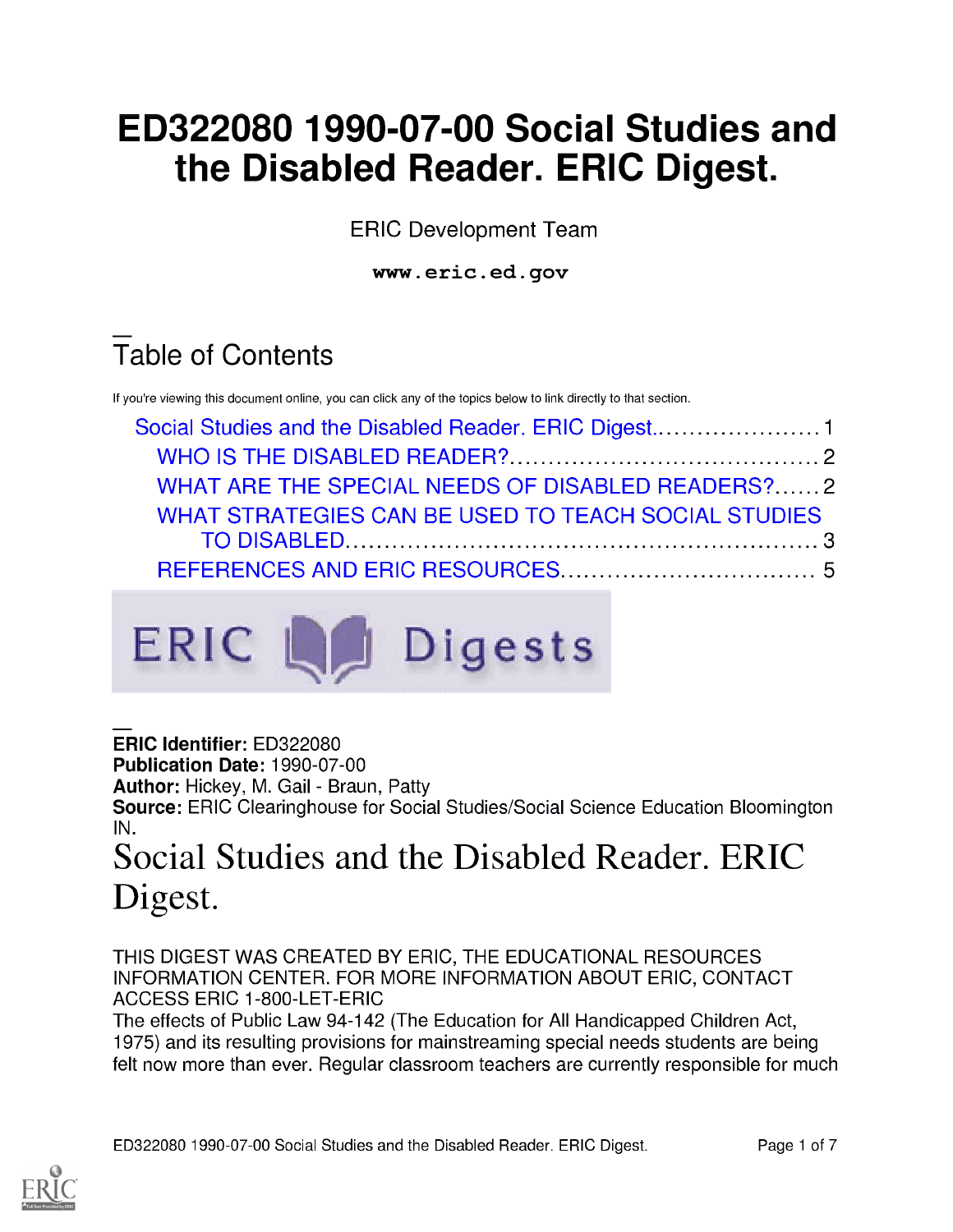# ED322080 1990-07-00 Social Studies and the Disabled Reader. ERIC Digest.

ERIC Development Team

www.eric.ed.gov

## Table of Contents

If you're viewing this document online, you can click any of the topics below to link directly to that section.

- Social Studies and the Disabled Reader. ERIC Digest. .......... 1
  - WHO IS THE DISABLED READER? .......... 2
  - WHAT ARE THE SPECIAL NEEDS OF DISABLED READERS? .......... 2
  - WHAT STRATEGIES CAN BE USED TO TEACH SOCIAL STUDIES TO DISABLED. .......... 3
  - REFERENCES AND ERIC RESOURCES. .......... 5

ERIC Digests

**ERIC Identifier:** ED322080
**Publication Date:** 1990-07-00
**Author:** Hickey, M. Gail - Braun, Patty
**Source:** ERIC Clearinghouse for Social Studies/Social Science Education Bloomington IN.

# Social Studies and the Disabled Reader. ERIC Digest.

THIS DIGEST WAS CREATED BY ERIC, THE EDUCATIONAL RESOURCES INFORMATION CENTER. FOR MORE INFORMATION ABOUT ERIC, CONTACT ACCESS ERIC 1-800-LET-ERIC

The effects of Public Law 94-142 (The Education for All Handicapped Children Act, 1975) and its resulting provisions for mainstreaming special needs students are being felt now more than ever. Regular classroom teachers are currently responsible for much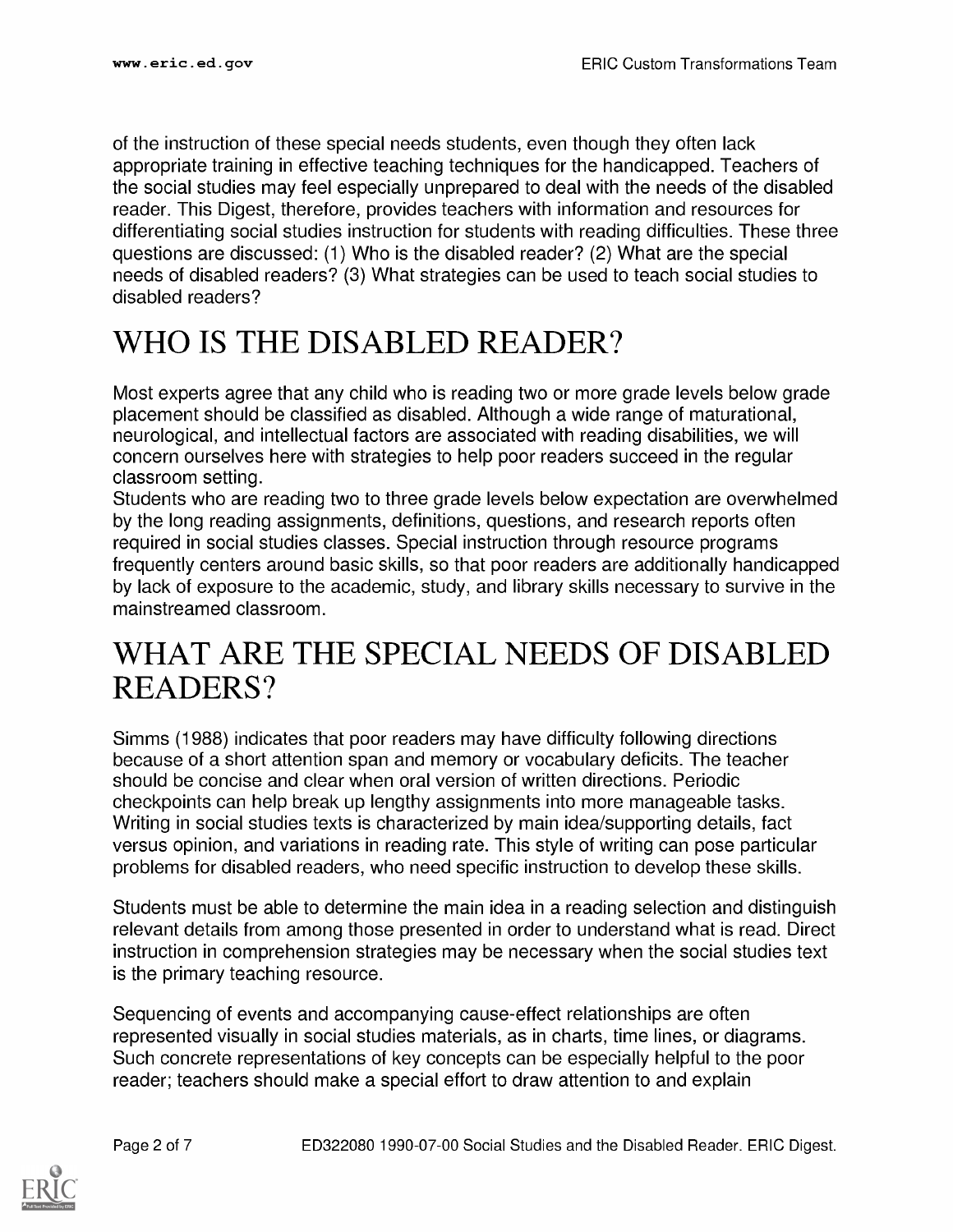of the instruction of these special needs students, even though they often lack appropriate training in effective teaching techniques for the handicapped. Teachers of the social studies may feel especially unprepared to deal with the needs of the disabled reader. This Digest, therefore, provides teachers with information and resources for differentiating social studies instruction for students with reading difficulties. These three questions are discussed: (1) Who is the disabled reader? (2) What are the special needs of disabled readers? (3) What strategies can be used to teach social studies to disabled readers?

# WHO IS THE DISABLED READER?

Most experts agree that any child who is reading two or more grade levels below grade placement should be classified as disabled. Although a wide range of maturational, neurological, and intellectual factors are associated with reading disabilities, we will concern ourselves here with strategies to help poor readers succeed in the regular classroom setting.

Students who are reading two to three grade levels below expectation are overwhelmed by the long reading assignments, definitions, questions, and research reports often required in social studies classes. Special instruction through resource programs frequently centers around basic skills, so that poor readers are additionally handicapped by lack of exposure to the academic, study, and library skills necessary to survive in the mainstreamed classroom.

# WHAT ARE THE SPECIAL NEEDS OF DISABLED READERS?

Simms (1988) indicates that poor readers may have difficulty following directions because of a short attention span and memory or vocabulary deficits. The teacher should be concise and clear when oral version of written directions. Periodic checkpoints can help break up lengthy assignments into more manageable tasks. Writing in social studies texts is characterized by main idea/supporting details, fact versus opinion, and variations in reading rate. This style of writing can pose particular problems for disabled readers, who need specific instruction to develop these skills.

Students must be able to determine the main idea in a reading selection and distinguish relevant details from among those presented in order to understand what is read. Direct instruction in comprehension strategies may be necessary when the social studies text is the primary teaching resource.

Sequencing of events and accompanying cause-effect relationships are often represented visually in social studies materials, as in charts, time lines, or diagrams. Such concrete representations of key concepts can be especially helpful to the poor reader; teachers should make a special effort to draw attention to and explain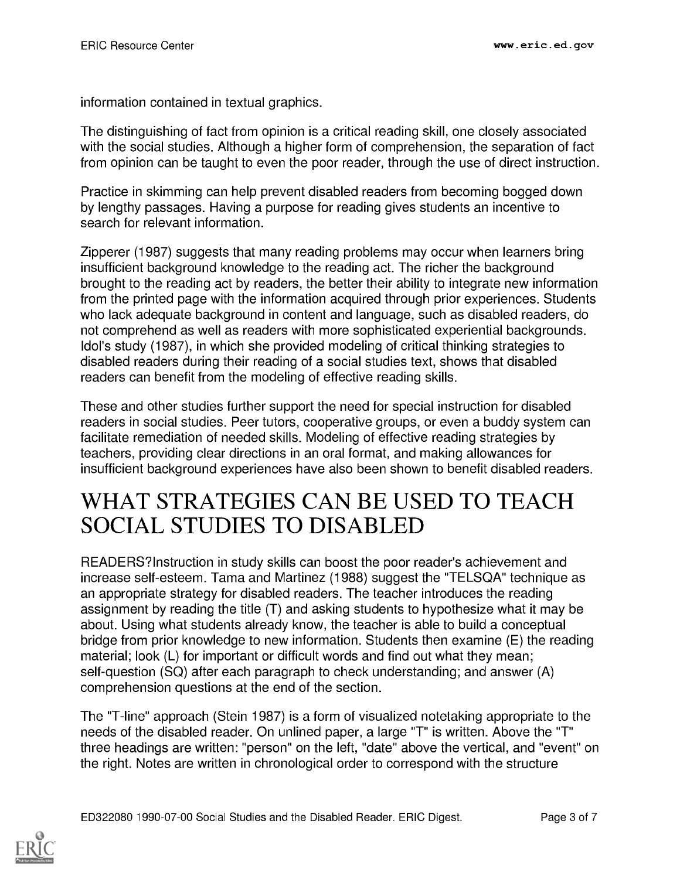information contained in textual graphics.

The distinguishing of fact from opinion is a critical reading skill, one closely associated with the social studies. Although a higher form of comprehension, the separation of fact from opinion can be taught to even the poor reader, through the use of direct instruction.

Practice in skimming can help prevent disabled readers from becoming bogged down by lengthy passages. Having a purpose for reading gives students an incentive to search for relevant information.

Zipperer (1987) suggests that many reading problems may occur when learners bring insufficient background knowledge to the reading act. The richer the background brought to the reading act by readers, the better their ability to integrate new information from the printed page with the information acquired through prior experiences. Students who lack adequate background in content and language, such as disabled readers, do not comprehend as well as readers with more sophisticated experiential backgrounds. Idol's study (1987), in which she provided modeling of critical thinking strategies to disabled readers during their reading of a social studies text, shows that disabled readers can benefit from the modeling of effective reading skills.

These and other studies further support the need for special instruction for disabled readers in social studies. Peer tutors, cooperative groups, or even a buddy system can facilitate remediation of needed skills. Modeling of effective reading strategies by teachers, providing clear directions in an oral format, and making allowances for insufficient background experiences have also been shown to benefit disabled readers.

# WHAT STRATEGIES CAN BE USED TO TEACH SOCIAL STUDIES TO DISABLED

READERS?Instruction in study skills can boost the poor reader's achievement and increase self-esteem. Tama and Martinez (1988) suggest the "TELSQA" technique as an appropriate strategy for disabled readers. The teacher introduces the reading assignment by reading the title (T) and asking students to hypothesize what it may be about. Using what students already know, the teacher is able to build a conceptual bridge from prior knowledge to new information. Students then examine (E) the reading material; look (L) for important or difficult words and find out what they mean; self-question (SQ) after each paragraph to check understanding; and answer (A) comprehension questions at the end of the section.

The "T-line" approach (Stein 1987) is a form of visualized notetaking appropriate to the needs of the disabled reader. On unlined paper, a large "T" is written. Above the "T" three headings are written: "person" on the left, "date" above the vertical, and "event" on the right. Notes are written in chronological order to correspond with the structure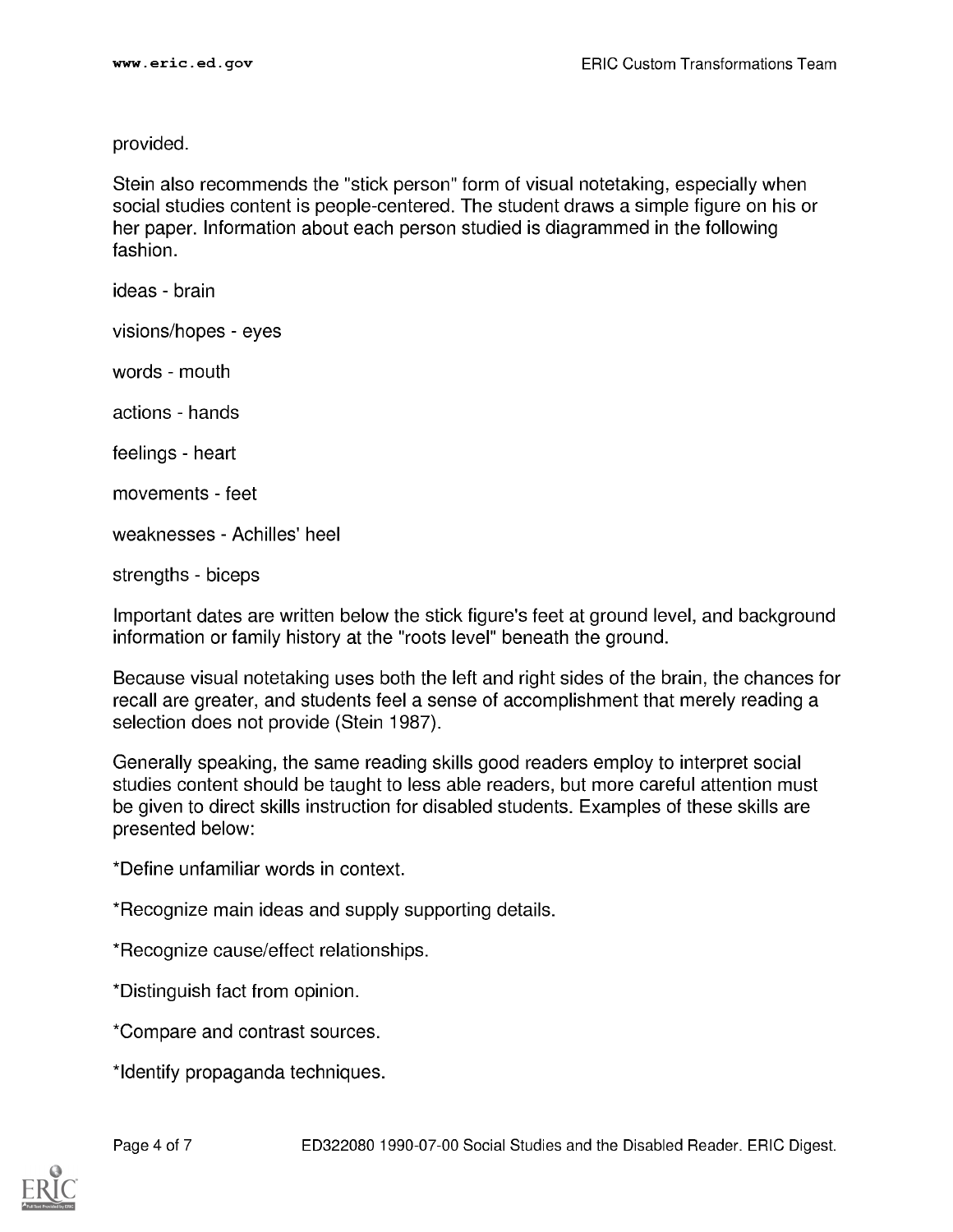provided.

Stein also recommends the "stick person" form of visual notetaking, especially when social studies content is people-centered. The student draws a simple figure on his or her paper. Information about each person studied is diagrammed in the following fashion.

ideas - brain

visions/hopes - eyes

words - mouth

actions - hands

feelings - heart

movements - feet

weaknesses - Achilles' heel

strengths - biceps

Important dates are written below the stick figure's feet at ground level, and background information or family history at the "roots level" beneath the ground.

Because visual notetaking uses both the left and right sides of the brain, the chances for recall are greater, and students feel a sense of accomplishment that merely reading a selection does not provide (Stein 1987).

Generally speaking, the same reading skills good readers employ to interpret social studies content should be taught to less able readers, but more careful attention must be given to direct skills instruction for disabled students. Examples of these skills are presented below:

*Define unfamiliar words in context.

*Recognize main ideas and supply supporting details.

*Recognize cause/effect relationships.

*Distinguish fact from opinion.

*Compare and contrast sources.

*Identify propaganda techniques.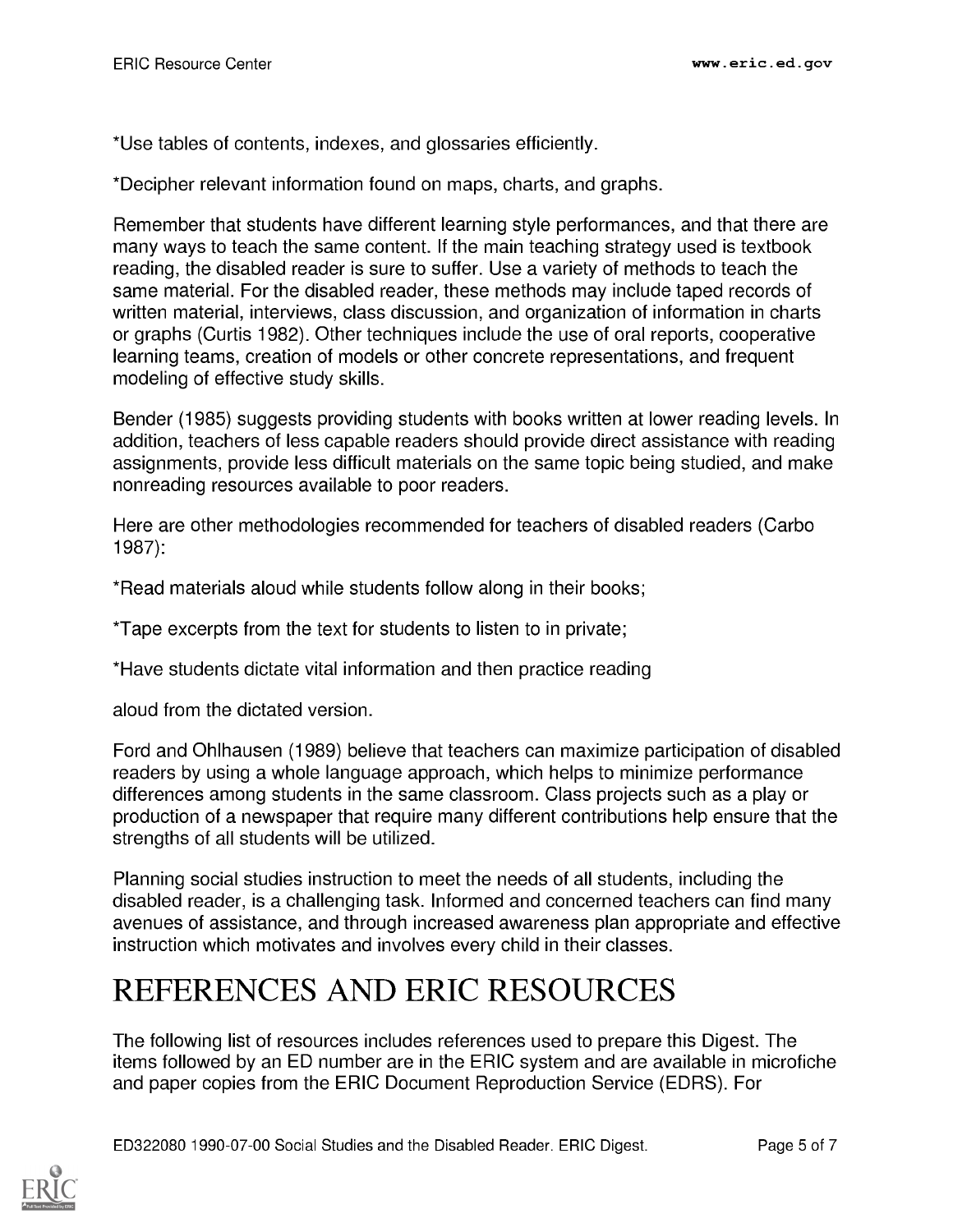*Use tables of contents, indexes, and glossaries efficiently.

*Decipher relevant information found on maps, charts, and graphs.

Remember that students have different learning style performances, and that there are many ways to teach the same content. If the main teaching strategy used is textbook reading, the disabled reader is sure to suffer. Use a variety of methods to teach the same material. For the disabled reader, these methods may include taped records of written material, interviews, class discussion, and organization of information in charts or graphs (Curtis 1982). Other techniques include the use of oral reports, cooperative learning teams, creation of models or other concrete representations, and frequent modeling of effective study skills.

Bender (1985) suggests providing students with books written at lower reading levels. In addition, teachers of less capable readers should provide direct assistance with reading assignments, provide less difficult materials on the same topic being studied, and make nonreading resources available to poor readers.

Here are other methodologies recommended for teachers of disabled readers (Carbo 1987):

*Read materials aloud while students follow along in their books;

*Tape excerpts from the text for students to listen to in private;

*Have students dictate vital information and then practice reading

aloud from the dictated version.

Ford and Ohlhausen (1989) believe that teachers can maximize participation of disabled readers by using a whole language approach, which helps to minimize performance differences among students in the same classroom. Class projects such as a play or production of a newspaper that require many different contributions help ensure that the strengths of all students will be utilized.

Planning social studies instruction to meet the needs of all students, including the disabled reader, is a challenging task. Informed and concerned teachers can find many avenues of assistance, and through increased awareness plan appropriate and effective instruction which motivates and involves every child in their classes.

# REFERENCES AND ERIC RESOURCES

The following list of resources includes references used to prepare this Digest. The items followed by an ED number are in the ERIC system and are available in microfiche and paper copies from the ERIC Document Reproduction Service (EDRS). For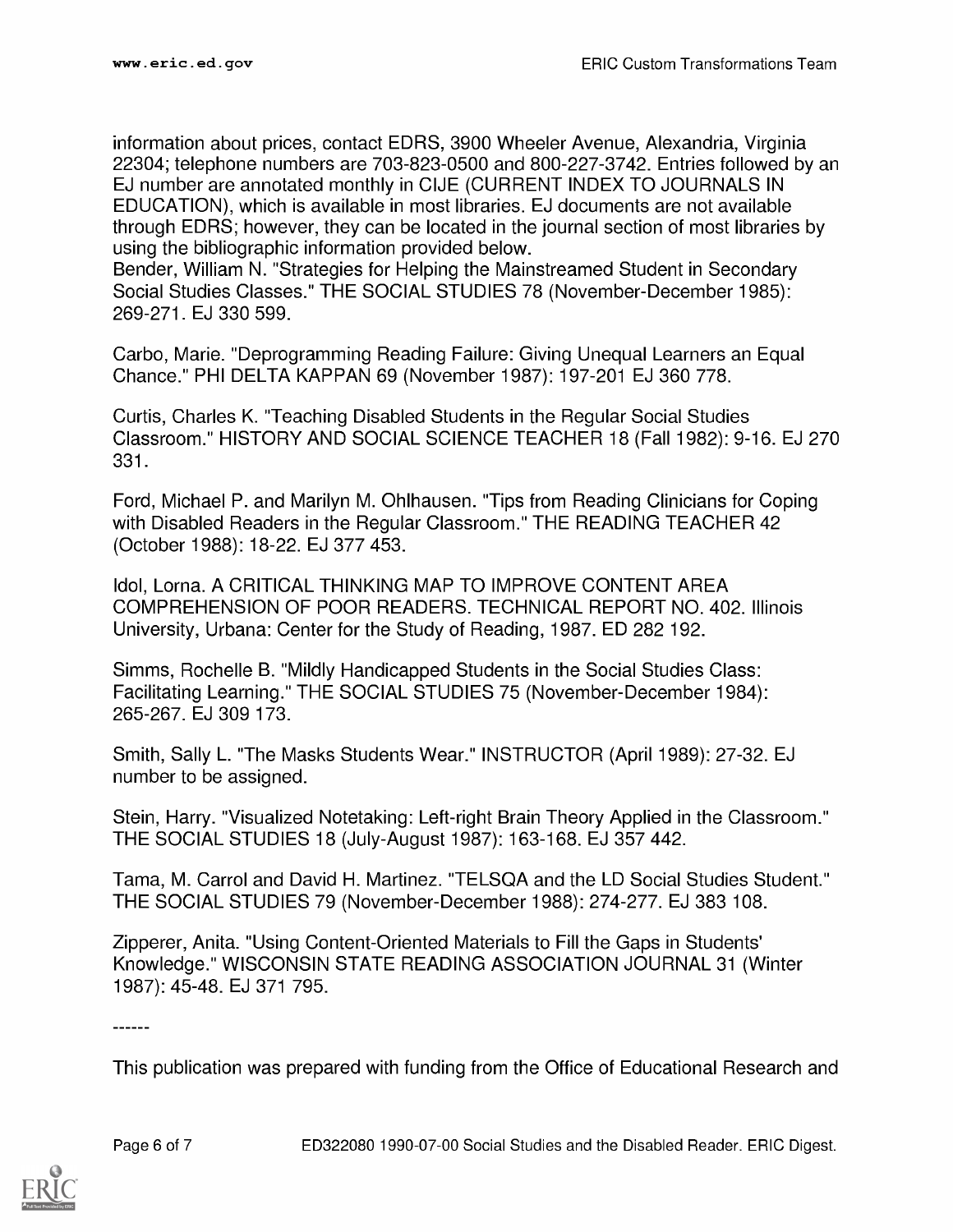information about prices, contact EDRS, 3900 Wheeler Avenue, Alexandria, Virginia 22304; telephone numbers are 703-823-0500 and 800-227-3742. Entries followed by an EJ number are annotated monthly in CIJE (CURRENT INDEX TO JOURNALS IN EDUCATION), which is available in most libraries. EJ documents are not available through EDRS; however, they can be located in the journal section of most libraries by using the bibliographic information provided below.
Bender, William N. "Strategies for Helping the Mainstreamed Student in Secondary Social Studies Classes." THE SOCIAL STUDIES 78 (November-December 1985): 269-271. EJ 330 599.

Carbo, Marie. "Deprogramming Reading Failure: Giving Unequal Learners an Equal Chance." PHI DELTA KAPPAN 69 (November 1987): 197-201 EJ 360 778.

Curtis, Charles K. "Teaching Disabled Students in the Regular Social Studies Classroom." HISTORY AND SOCIAL SCIENCE TEACHER 18 (Fall 1982): 9-16. EJ 270 331.

Ford, Michael P. and Marilyn M. Ohlhausen. "Tips from Reading Clinicians for Coping with Disabled Readers in the Regular Classroom." THE READING TEACHER 42 (October 1988): 18-22. EJ 377 453.

Idol, Lorna. A CRITICAL THINKING MAP TO IMPROVE CONTENT AREA COMPREHENSION OF POOR READERS. TECHNICAL REPORT NO. 402. Illinois University, Urbana: Center for the Study of Reading, 1987. ED 282 192.

Simms, Rochelle B. "Mildly Handicapped Students in the Social Studies Class: Facilitating Learning." THE SOCIAL STUDIES 75 (November-December 1984): 265-267. EJ 309 173.

Smith, Sally L. "The Masks Students Wear." INSTRUCTOR (April 1989): 27-32. EJ number to be assigned.

Stein, Harry. "Visualized Notetaking: Left-right Brain Theory Applied in the Classroom." THE SOCIAL STUDIES 18 (July-August 1987): 163-168. EJ 357 442.

Tama, M. Carrol and David H. Martinez. "TELSQA and the LD Social Studies Student." THE SOCIAL STUDIES 79 (November-December 1988): 274-277. EJ 383 108.

Zipperer, Anita. "Using Content-Oriented Materials to Fill the Gaps in Students' Knowledge." WISCONSIN STATE READING ASSOCIATION JOURNAL 31 (Winter 1987): 45-48. EJ 371 795.

------

This publication was prepared with funding from the Office of Educational Research and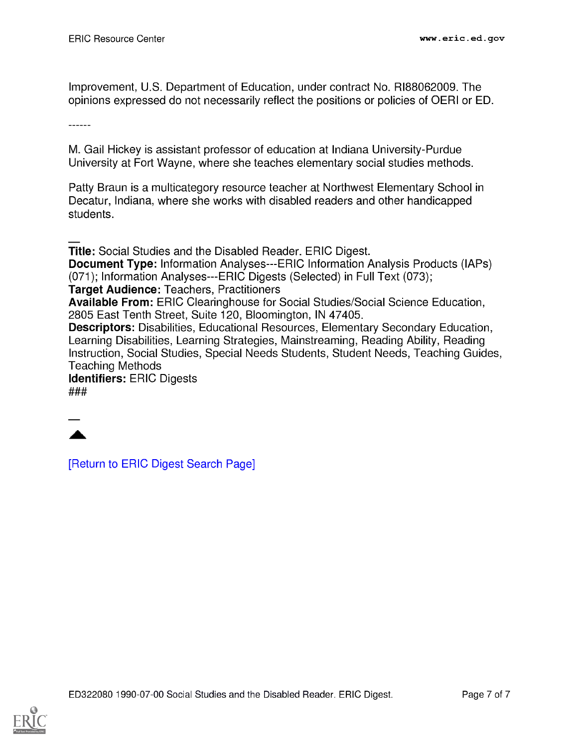Improvement, U.S. Department of Education, under contract No. RI88062009. The opinions expressed do not necessarily reflect the positions or policies of OERI or ED.

------

M. Gail Hickey is assistant professor of education at Indiana University-Purdue University at Fort Wayne, where she teaches elementary social studies methods.

Patty Braun is a multicategory resource teacher at Northwest Elementary School in Decatur, Indiana, where she works with disabled readers and other handicapped students.

**Title:** Social Studies and the Disabled Reader. ERIC Digest.
**Document Type:** Information Analyses---ERIC Information Analysis Products (IAPs) (071); Information Analyses---ERIC Digests (Selected) in Full Text (073);
**Target Audience:** Teachers, Practitioners
**Available From:** ERIC Clearinghouse for Social Studies/Social Science Education, 2805 East Tenth Street, Suite 120, Bloomington, IN 47405.
**Descriptors:** Disabilities, Educational Resources, Elementary Secondary Education, Learning Disabilities, Learning Strategies, Mainstreaming, Reading Ability, Reading Instruction, Social Studies, Special Needs Students, Student Needs, Teaching Guides, Teaching Methods
**Identifiers:** ERIC Digests
###

[Return to ERIC Digest Search Page]